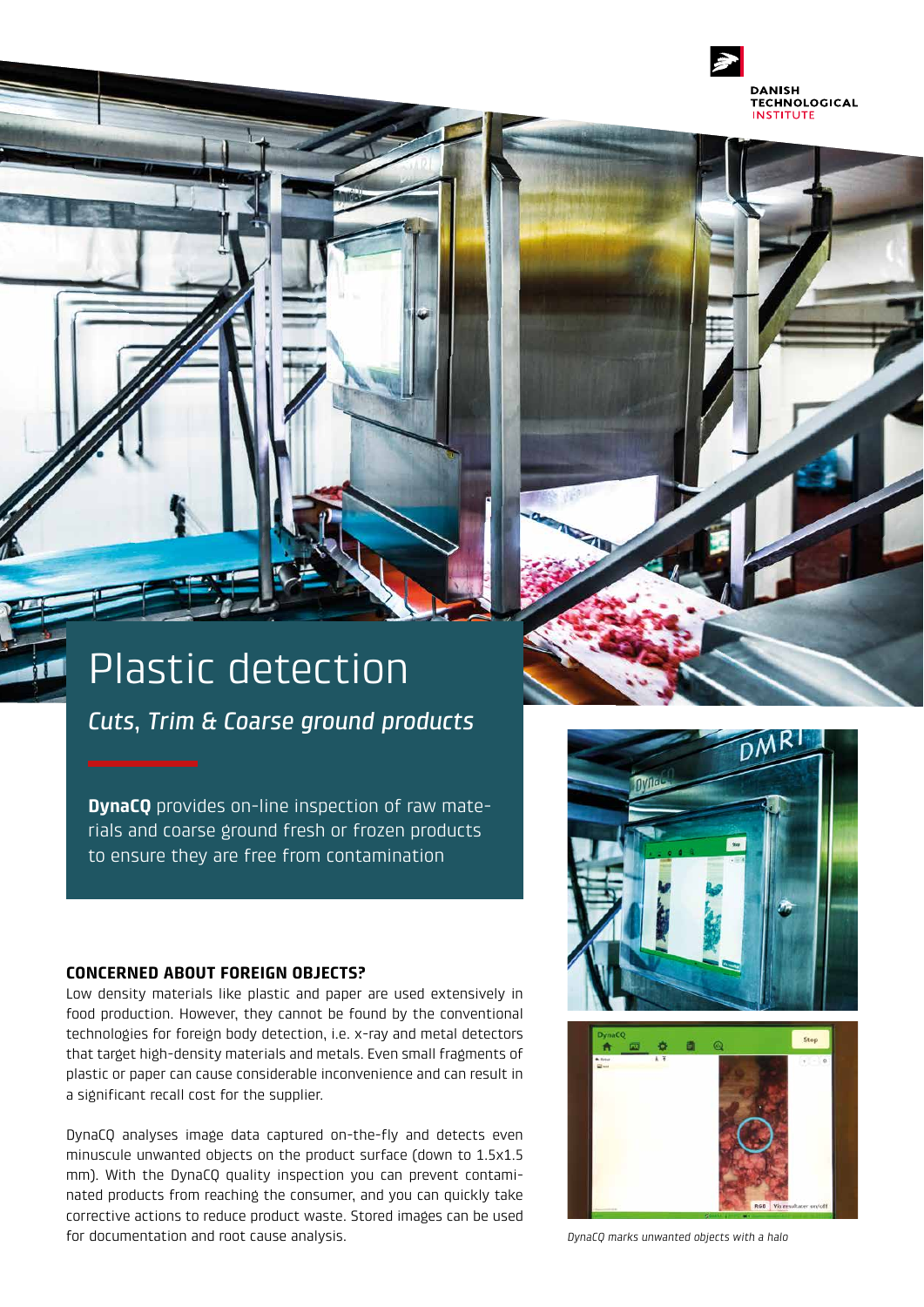DANISH TECHNOLOGICAL INSTITUTE

# Plastic detection

*Cuts, Trim & Coarse ground products*

**DynaCQ** provides on-line inspection of raw materials and coarse ground fresh or frozen products to ensure they are free from contamination

### CONCERNED ABOUT FOREIGN OBJECTS?

Low density materials like plastic and paper are used extensively in food production. However, they cannot be found by the conventional technologies for foreign body detection, i.e. x-ray and metal detectors that target high-density materials and metals. Even small fragments of plastic or paper can cause considerable inconvenience and can result in a significant recall cost for the supplier.

DynaCQ analyses image data captured on-the-fly and detects even minuscule unwanted objects on the product surface (down to 1.5x1.5 mm). With the DynaCQ quality inspection you can prevent contaminated products from reaching the consumer, and you can quickly take corrective actions to reduce product waste. Stored images can be used for documentation and root cause analysis.

*DynaCQ marks unwanted objects with a halo*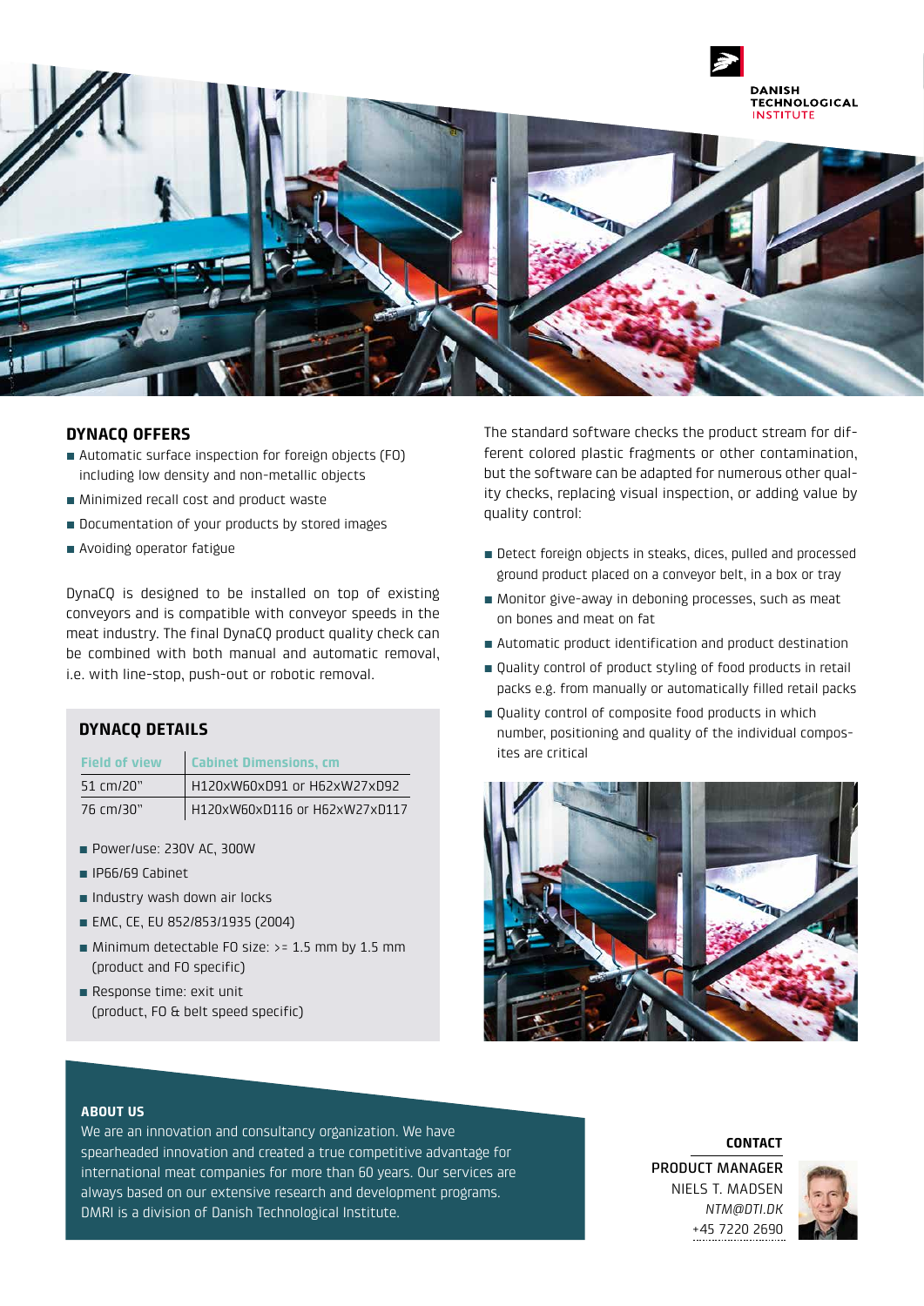## DYNACQ OFFERS

- Automatic surface inspection for foreign objects (FO) including low density and non-metallic objects
- Minimized recall cost and product waste
- Documentation of your products by stored images
- Avoiding operator fatigue

DynaCQ is designed to be installed on top of existing conveyors and is compatible with conveyor speeds in the meat industry. The final DynaCQ product quality check can be combined with both manual and automatic removal, i.e. with line-stop, push-out or robotic removal.

## DYNACQ DETAILS

| Field of view | Cabinet Dimensions, cm |
|---|---|
| 51 cm/20" | H120xW60xD91 or H62xW27xD92 |
| 76 cm/30" | H120xW60xD116 or H62xW27xD117 |

- Power/use: 230V AC, 300W
- IP66/69 Cabinet
- Industry wash down air locks
- EMC, CE, EU 852/853/1935 (2004)
- Minimum detectable FO size: >= 1.5 mm by 1.5 mm (product and FO specific)
- Response time: exit unit (product, FO & belt speed specific)

The standard software checks the product stream for different colored plastic fragments or other contamination, but the software can be adapted for numerous other quality checks, replacing visual inspection, or adding value by quality control:

- Detect foreign objects in steaks, dices, pulled and processed ground product placed on a conveyor belt, in a box or tray
- Monitor give-away in deboning processes, such as meat on bones and meat on fat
- Automatic product identification and product destination
- Quality control of product styling of food products in retail packs e.g. from manually or automatically filled retail packs
- Quality control of composite food products in which number, positioning and quality of the individual composites are critical

### ABOUT US

We are an innovation and consultancy organization. We have spearheaded innovation and created a true competitive advantage for international meat companies for more than 60 years. Our services are always based on our extensive research and development programs. DMRI is a division of Danish Technological Institute.

**CONTACT**

PRODUCT MANAGER
NIELS T. MADSEN
*NTM@DTI.DK*
+45 7220 2690